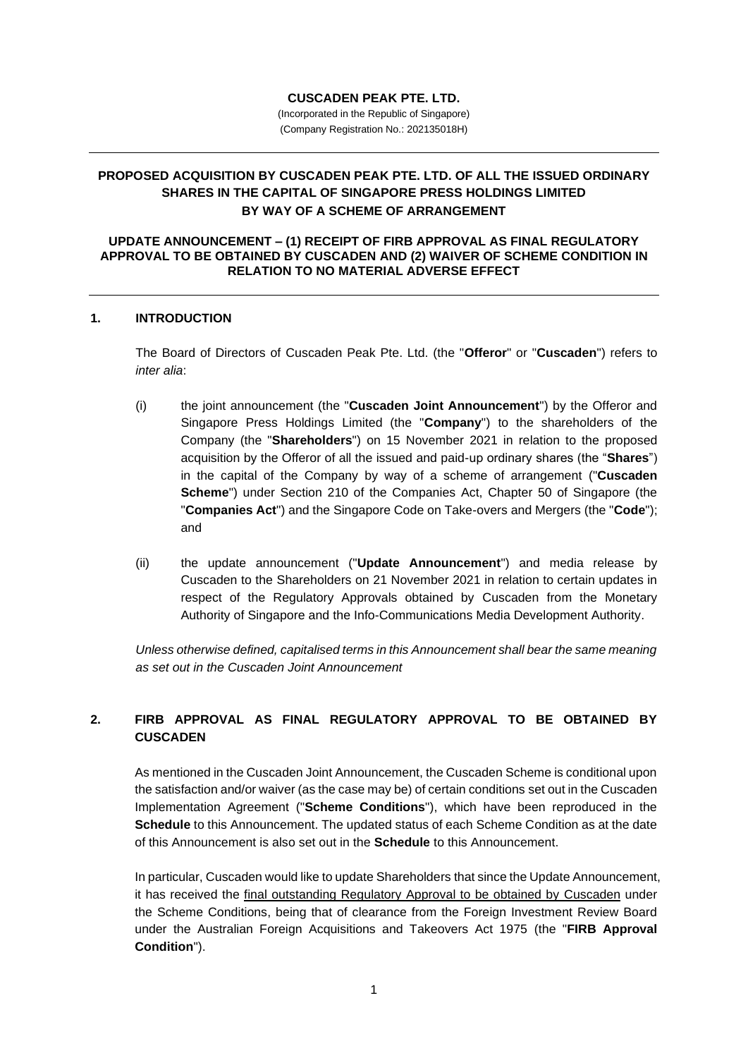**CUSCADEN PEAK PTE. LTD.**

(Incorporated in the Republic of Singapore)
(Company Registration No.: 202135018H)

---

**PROPOSED ACQUISITION BY CUSCADEN PEAK PTE. LTD. OF ALL THE ISSUED ORDINARY SHARES IN THE CAPITAL OF SINGAPORE PRESS HOLDINGS LIMITED BY WAY OF A SCHEME OF ARRANGEMENT**

**UPDATE ANNOUNCEMENT – (1) RECEIPT OF FIRB APPROVAL AS FINAL REGULATORY APPROVAL TO BE OBTAINED BY CUSCADEN AND (2) WAIVER OF SCHEME CONDITION IN RELATION TO NO MATERIAL ADVERSE EFFECT**

---

## 1. INTRODUCTION

The Board of Directors of Cuscaden Peak Pte. Ltd. (the "**Offeror**" or "**Cuscaden**") refers to *inter alia*:

(i) the joint announcement (the "**Cuscaden Joint Announcement**") by the Offeror and Singapore Press Holdings Limited (the "**Company**") to the shareholders of the Company (the "**Shareholders**") on 15 November 2021 in relation to the proposed acquisition by the Offeror of all the issued and paid-up ordinary shares (the "**Shares**") in the capital of the Company by way of a scheme of arrangement ("**Cuscaden Scheme**") under Section 210 of the Companies Act, Chapter 50 of Singapore (the "**Companies Act**") and the Singapore Code on Take-overs and Mergers (the "**Code**"); and

(ii) the update announcement ("**Update Announcement**") and media release by Cuscaden to the Shareholders on 21 November 2021 in relation to certain updates in respect of the Regulatory Approvals obtained by Cuscaden from the Monetary Authority of Singapore and the Info-Communications Media Development Authority.

*Unless otherwise defined, capitalised terms in this Announcement shall bear the same meaning as set out in the Cuscaden Joint Announcement*

## 2. FIRB APPROVAL AS FINAL REGULATORY APPROVAL TO BE OBTAINED BY CUSCADEN

As mentioned in the Cuscaden Joint Announcement, the Cuscaden Scheme is conditional upon the satisfaction and/or waiver (as the case may be) of certain conditions set out in the Cuscaden Implementation Agreement ("**Scheme Conditions**"), which have been reproduced in the **Schedule** to this Announcement. The updated status of each Scheme Condition as at the date of this Announcement is also set out in the **Schedule** to this Announcement.

In particular, Cuscaden would like to update Shareholders that since the Update Announcement, it has received the final outstanding Regulatory Approval to be obtained by Cuscaden under the Scheme Conditions, being that of clearance from the Foreign Investment Review Board under the Australian Foreign Acquisitions and Takeovers Act 1975 (the "**FIRB Approval Condition**").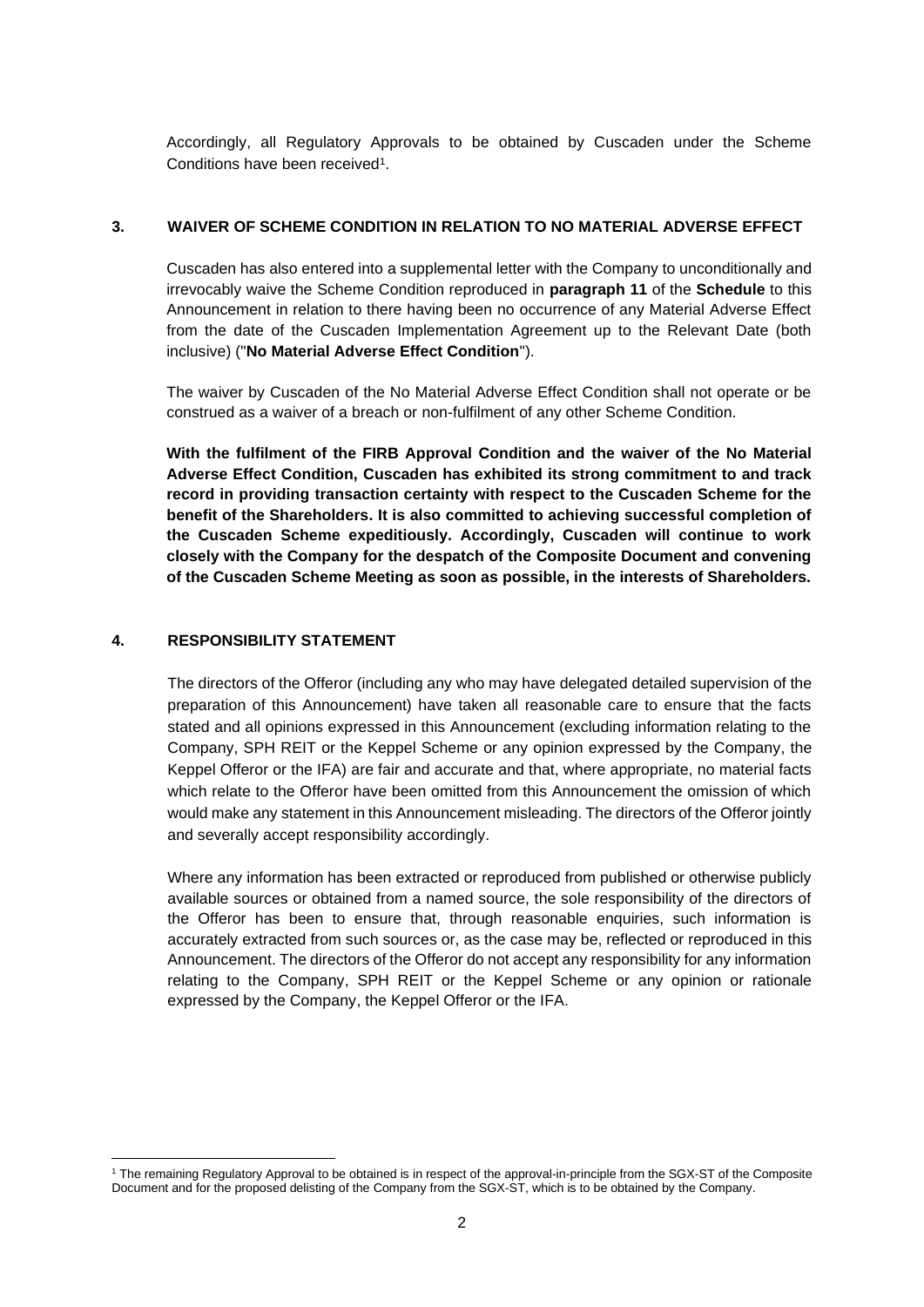Accordingly, all Regulatory Approvals to be obtained by Cuscaden under the Scheme Conditions have been received[1].

## 3. WAIVER OF SCHEME CONDITION IN RELATION TO NO MATERIAL ADVERSE EFFECT

Cuscaden has also entered into a supplemental letter with the Company to unconditionally and irrevocably waive the Scheme Condition reproduced in **paragraph 11** of the **Schedule** to this Announcement in relation to there having been no occurrence of any Material Adverse Effect from the date of the Cuscaden Implementation Agreement up to the Relevant Date (both inclusive) ("**No Material Adverse Effect Condition**").

The waiver by Cuscaden of the No Material Adverse Effect Condition shall not operate or be construed as a waiver of a breach or non-fulfilment of any other Scheme Condition.

**With the fulfilment of the FIRB Approval Condition and the waiver of the No Material Adverse Effect Condition, Cuscaden has exhibited its strong commitment to and track record in providing transaction certainty with respect to the Cuscaden Scheme for the benefit of the Shareholders. It is also committed to achieving successful completion of the Cuscaden Scheme expeditiously. Accordingly, Cuscaden will continue to work closely with the Company for the despatch of the Composite Document and convening of the Cuscaden Scheme Meeting as soon as possible, in the interests of Shareholders.**

## 4. RESPONSIBILITY STATEMENT

The directors of the Offeror (including any who may have delegated detailed supervision of the preparation of this Announcement) have taken all reasonable care to ensure that the facts stated and all opinions expressed in this Announcement (excluding information relating to the Company, SPH REIT or the Keppel Scheme or any opinion expressed by the Company, the Keppel Offeror or the IFA) are fair and accurate and that, where appropriate, no material facts which relate to the Offeror have been omitted from this Announcement the omission of which would make any statement in this Announcement misleading. The directors of the Offeror jointly and severally accept responsibility accordingly.

Where any information has been extracted or reproduced from published or otherwise publicly available sources or obtained from a named source, the sole responsibility of the directors of the Offeror has been to ensure that, through reasonable enquiries, such information is accurately extracted from such sources or, as the case may be, reflected or reproduced in this Announcement. The directors of the Offeror do not accept any responsibility for any information relating to the Company, SPH REIT or the Keppel Scheme or any opinion or rationale expressed by the Company, the Keppel Offeror or the IFA.

---

[1] The remaining Regulatory Approval to be obtained is in respect of the approval-in-principle from the SGX-ST of the Composite Document and for the proposed delisting of the Company from the SGX-ST, which is to be obtained by the Company.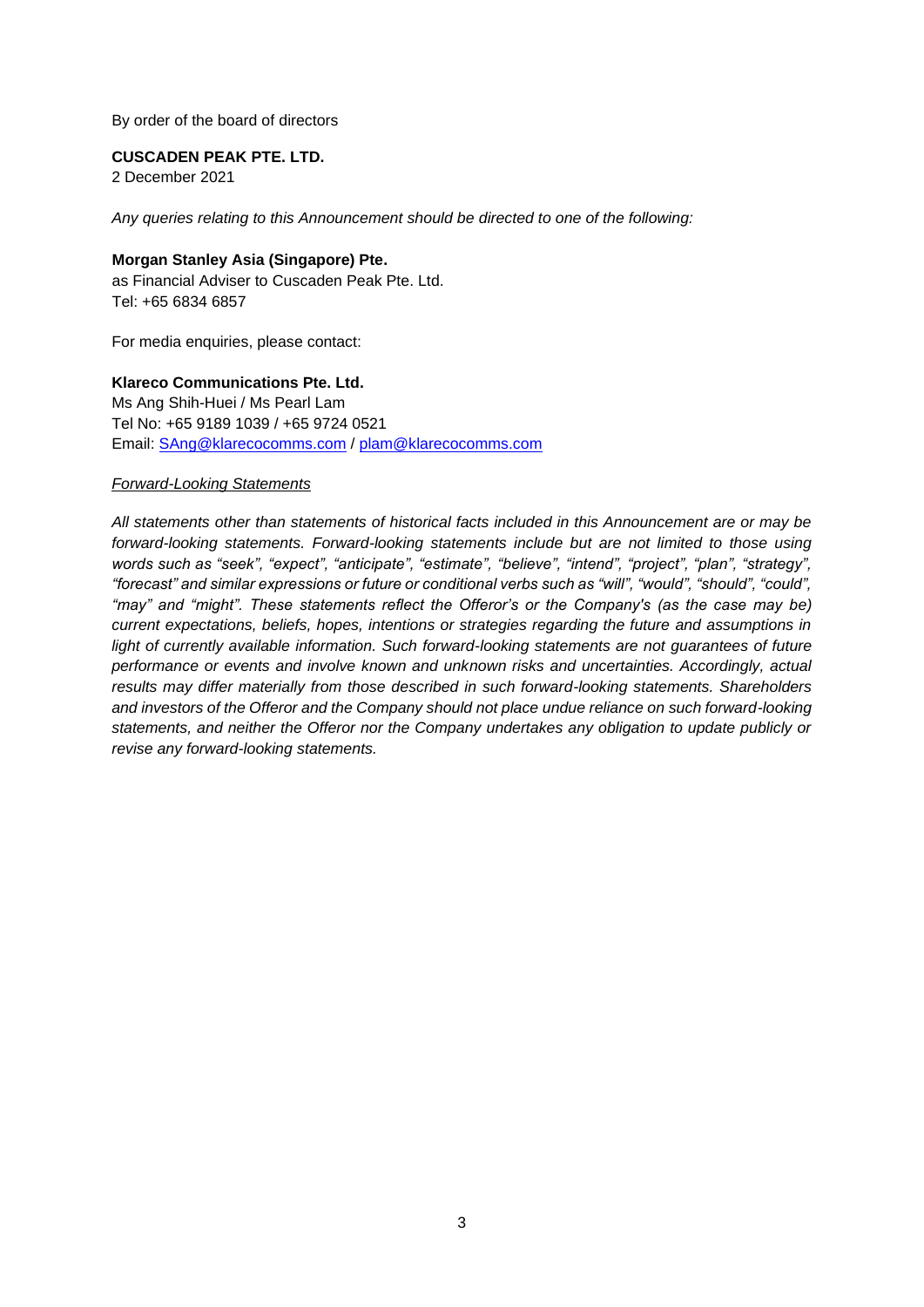By order of the board of directors

**CUSCADEN PEAK PTE. LTD.**
2 December 2021

*Any queries relating to this Announcement should be directed to one of the following:*

**Morgan Stanley Asia (Singapore) Pte.**
as Financial Adviser to Cuscaden Peak Pte. Ltd.
Tel: +65 6834 6857

For media enquiries, please contact:

**Klareco Communications Pte. Ltd.**
Ms Ang Shih-Huei / Ms Pearl Lam
Tel No: +65 9189 1039 / +65 9724 0521
Email: SAng@klarecocomms.com / plam@klarecocomms.com

*Forward-Looking Statements*

*All statements other than statements of historical facts included in this Announcement are or may be forward-looking statements. Forward-looking statements include but are not limited to those using words such as "seek", "expect", "anticipate", "estimate", "believe", "intend", "project", "plan", "strategy", "forecast" and similar expressions or future or conditional verbs such as "will", "would", "should", "could", "may" and "might". These statements reflect the Offeror's or the Company's (as the case may be) current expectations, beliefs, hopes, intentions or strategies regarding the future and assumptions in light of currently available information. Such forward-looking statements are not guarantees of future performance or events and involve known and unknown risks and uncertainties. Accordingly, actual results may differ materially from those described in such forward-looking statements. Shareholders and investors of the Offeror and the Company should not place undue reliance on such forward-looking statements, and neither the Offeror nor the Company undertakes any obligation to update publicly or revise any forward-looking statements.*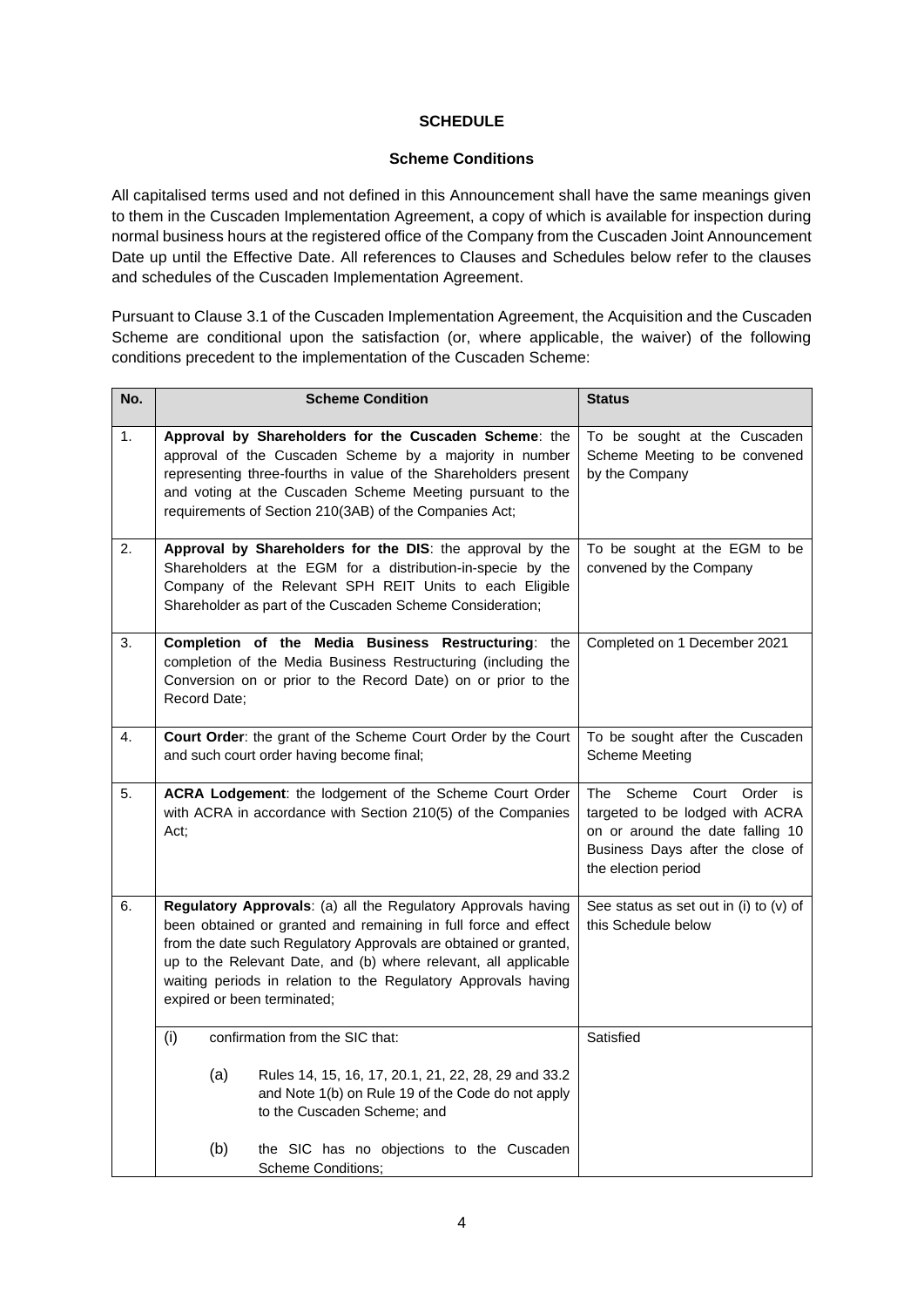**SCHEDULE**

**Scheme Conditions**

All capitalised terms used and not defined in this Announcement shall have the same meanings given to them in the Cuscaden Implementation Agreement, a copy of which is available for inspection during normal business hours at the registered office of the Company from the Cuscaden Joint Announcement Date up until the Effective Date. All references to Clauses and Schedules below refer to the clauses and schedules of the Cuscaden Implementation Agreement.

Pursuant to Clause 3.1 of the Cuscaden Implementation Agreement, the Acquisition and the Cuscaden Scheme are conditional upon the satisfaction (or, where applicable, the waiver) of the following conditions precedent to the implementation of the Cuscaden Scheme:

| No. | Scheme Condition | Status |
|---|---|---|
| 1. | **Approval by Shareholders for the Cuscaden Scheme**: the approval of the Cuscaden Scheme by a majority in number representing three-fourths in value of the Shareholders present and voting at the Cuscaden Scheme Meeting pursuant to the requirements of Section 210(3AB) of the Companies Act; | To be sought at the Cuscaden Scheme Meeting to be convened by the Company |
| 2. | **Approval by Shareholders for the DIS**: the approval by the Shareholders at the EGM for a distribution-in-specie by the Company of the Relevant SPH REIT Units to each Eligible Shareholder as part of the Cuscaden Scheme Consideration; | To be sought at the EGM to be convened by the Company |
| 3. | **Completion of the Media Business Restructuring**: the completion of the Media Business Restructuring (including the Conversion on or prior to the Record Date) on or prior to the Record Date; | Completed on 1 December 2021 |
| 4. | **Court Order**: the grant of the Scheme Court Order by the Court and such court order having become final; | To be sought after the Cuscaden Scheme Meeting |
| 5. | **ACRA Lodgement**: the lodgement of the Scheme Court Order with ACRA in accordance with Section 210(5) of the Companies Act; | The Scheme Court Order is targeted to be lodged with ACRA on or around the date falling 10 Business Days after the close of the election period |
| 6. | **Regulatory Approvals**: (a) all the Regulatory Approvals having been obtained or granted and remaining in full force and effect from the date such Regulatory Approvals are obtained or granted, up to the Relevant Date, and (b) where relevant, all applicable waiting periods in relation to the Regulatory Approvals having expired or been terminated; | See status as set out in (i) to (v) of this Schedule below |
| | (i) confirmation from the SIC that:<br><br>(a) Rules 14, 15, 16, 17, 20.1, 21, 22, 28, 29 and 33.2 and Note 1(b) on Rule 19 of the Code do not apply to the Cuscaden Scheme; and<br><br>(b) the SIC has no objections to the Cuscaden Scheme Conditions; | Satisfied |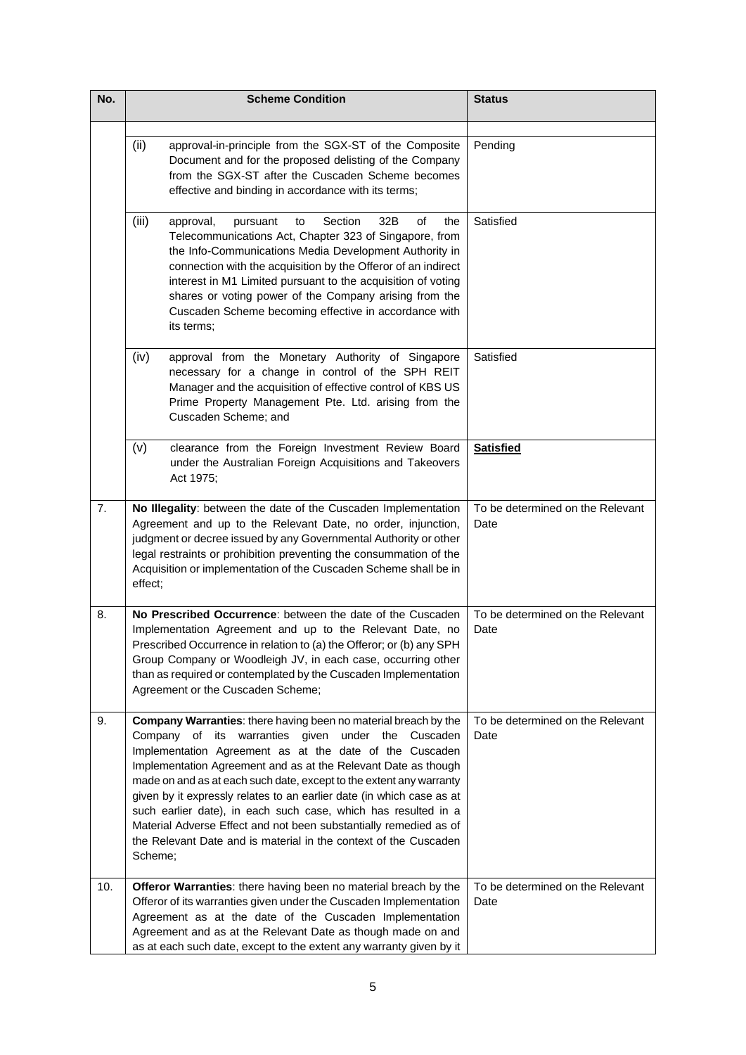| No. | Scheme Condition | Status |
|---|---|---|
| | | |
| | (ii) approval-in-principle from the SGX-ST of the Composite Document and for the proposed delisting of the Company from the SGX-ST after the Cuscaden Scheme becomes effective and binding in accordance with its terms; | Pending |
| | (iii) approval, pursuant to Section 32B of the Telecommunications Act, Chapter 323 of Singapore, from the Info-Communications Media Development Authority in connection with the acquisition by the Offeror of an indirect interest in M1 Limited pursuant to the acquisition of voting shares or voting power of the Company arising from the Cuscaden Scheme becoming effective in accordance with its terms; | Satisfied |
| | (iv) approval from the Monetary Authority of Singapore necessary for a change in control of the SPH REIT Manager and the acquisition of effective control of KBS US Prime Property Management Pte. Ltd. arising from the Cuscaden Scheme; and | Satisfied |
| | (v) clearance from the Foreign Investment Review Board under the Australian Foreign Acquisitions and Takeovers Act 1975; | **Satisfied** |
| 7. | **No Illegality**: between the date of the Cuscaden Implementation Agreement and up to the Relevant Date, no order, injunction, judgment or decree issued by any Governmental Authority or other legal restraints or prohibition preventing the consummation of the Acquisition or implementation of the Cuscaden Scheme shall be in effect; | To be determined on the Relevant Date |
| 8. | **No Prescribed Occurrence**: between the date of the Cuscaden Implementation Agreement and up to the Relevant Date, no Prescribed Occurrence in relation to (a) the Offeror; or (b) any SPH Group Company or Woodleigh JV, in each case, occurring other than as required or contemplated by the Cuscaden Implementation Agreement or the Cuscaden Scheme; | To be determined on the Relevant Date |
| 9. | **Company Warranties**: there having been no material breach by the Company of its warranties given under the Cuscaden Implementation Agreement as at the date of the Cuscaden Implementation Agreement and as at the Relevant Date as though made on and as at each such date, except to the extent any warranty given by it expressly relates to an earlier date (in which case as at such earlier date), in each such case, which has resulted in a Material Adverse Effect and not been substantially remedied as of the Relevant Date and is material in the context of the Cuscaden Scheme; | To be determined on the Relevant Date |
| 10. | **Offeror Warranties**: there having been no material breach by the Offeror of its warranties given under the Cuscaden Implementation Agreement as at the date of the Cuscaden Implementation Agreement and as at the Relevant Date as though made on and as at each such date, except to the extent any warranty given by it | To be determined on the Relevant Date |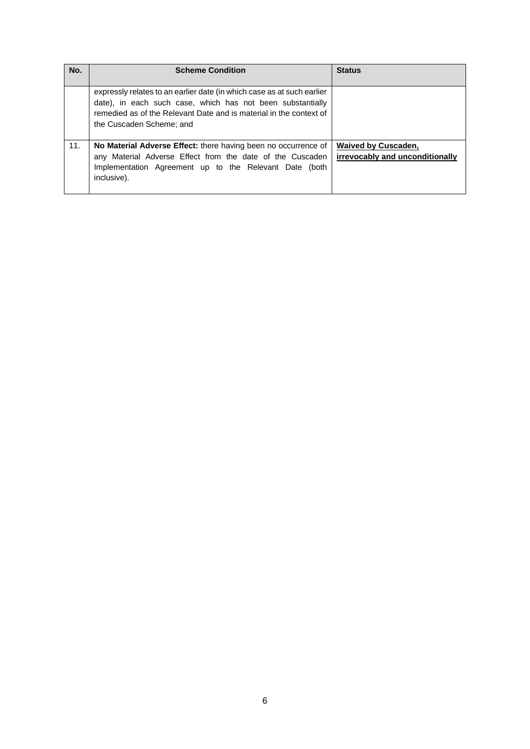| No. | Scheme Condition | Status |
|---|---|---|
| | expressly relates to an earlier date (in which case as at such earlier date), in each such case, which has not been substantially remedied as of the Relevant Date and is material in the context of the Cuscaden Scheme; and | |
| 11. | **No Material Adverse Effect:** there having been no occurrence of any Material Adverse Effect from the date of the Cuscaden Implementation Agreement up to the Relevant Date (both inclusive). | **Waived by Cuscaden, irrevocably and unconditionally** |